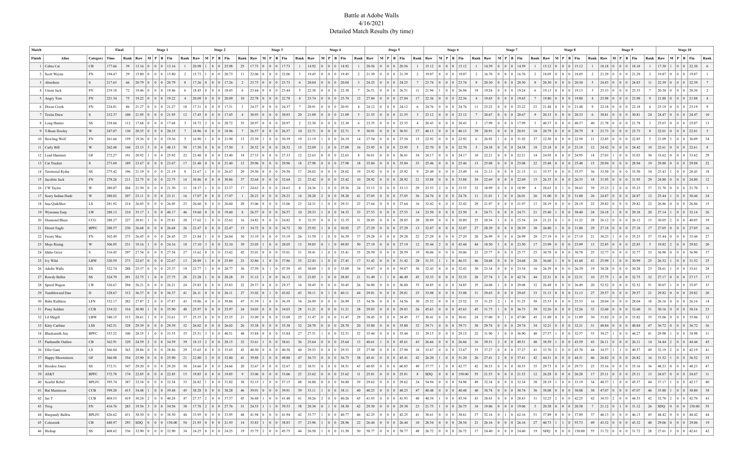# Battle at Adobe Walls

4/16/2021

Detailed Match Results (by time)

| Match | | | Final | | Stage 1 | | | | | | Stage 2 | | | | | | Stage 3 | | | | | | Stage 4 | | | | | | Stage 5 | | | | | | Stage 6 | | | | | | Stage 7 | | | | | | Stage 8 | | | | | | Stage 9 | | | | | | Stage 10 | | | | | |
|---|---|---|---|---|---|---|---|---|---|---|---|---|---|---|---|---|---|---|---|---|---|---|---|---|---|---|---|---|---|---|---|---|---|---|---|---|---|---|---|---|---|---|---|---|---|---|---|---|---|---|---|---|---|---|---|---|---|---|---|---|---|---|---|---|
| Finish | Alias | Category | Time | Rank | Raw | M | P | B | Fin | Rank | Raw | M | P | B | Fin | Rank | Raw | M | P | B | Fin | Rank | Raw | M | P | B | Fin | Rank | Raw | M | P | B | Fin | Rank | Raw | M | P | B | Fin | Rank | Raw | M | P | B | Fin | Rank | Raw | M | P | B | Fin | Rank | Raw | M | P | B | Fin | Rank | Raw | M | P | B | Fin | Rank |
| 1 | Cobra Cat | CB | 177.66 | 39 | 13.16 | 0 | 0 | 0 | 13.16 | 1 | 20.98 | 1 | 0 | 0 | 25.98 | 25 | 17.73 | 0 | 0 | 0 | 17.73 | 1 | 14.92 | 0 | 0 | 0 | 14.92 | 1 | 20.56 | 0 | 0 | 0 | 20.56 | 1 | 15.12 | 0 | 0 | 0 | 15.12 | 1 | 14.59 | 0 | 0 | 0 | 14.59 | 1 | 15.12 | 0 | 0 | 0 | 15.12 | 1 | 18.18 | 0 | 0 | 0 | 18.18 | 1 | 17.30 | 1 | 0 | 0 | 22.30 | 6 |
| 2 | Scott Wayne | FN | 194.47 | 29 | 15.80 | 0 | 0 | 0 | 15.80 | 2 | 15.73 | 1 | 0 | 0 | 20.73 | 11 | 22.06 | 0 | 0 | 0 | 22.06 | 3 | 19.45 | 0 | 0 | 0 | 19.45 | 2 | 21.39 | 0 | 0 | 0 | 21.39 | 2 | 19.07 | 0 | 0 | 0 | 19.07 | 2 | 16.76 | 0 | 0 | 0 | 16.76 | 2 | 18.05 | 0 | 0 | 0 | 18.05 | 2 | 21.29 | 0 | 0 | 0 | 21.29 | 2 | 19.87 | 0 | 0 | 0 | 19.87 | 1 |
| 3 | Aberdeen | S | 217.63 | 66 | 20.79 | 0 | 0 | 0 | 20.79 | 8 | 17.26 | 0 | 0 | 0 | 17.26 | 2 | 23.73 | 0 | 0 | 0 | 23.73 | 6 | 20.04 | 0 | 0 | 0 | 20.04 | 3 | 24.25 | 0 | 0 | 0 | 24.25 | 7 | 23.74 | 0 | 0 | 0 | 23.74 | 9 | 20.30 | 0 | 0 | 0 | 20.30 | 8 | 20.30 | 0 | 0 | 0 | 20.30 | 5 | 24.83 | 0 | 0 | 0 | 24.83 | 11 | 22.39 | 0 | 0 | 0 | 22.39 | 7 |
| 4 | Union Jack | FN | 219.18 | 72 | 19.46 | 0 | 0 | 0 | 19.46 | 6 | 18.45 | 0 | 0 | 0 | 18.45 | 6 | 23.44 | 0 | 0 | 0 | 23.44 | 5 | 22.38 | 0 | 0 | 0 | 22.38 | 7 | 26.51 | 0 | 0 | 0 | 26.51 | 11 | 21.94 | 1 | 0 | 0 | 26.94 | 19 | 19.24 | 0 | 0 | 0 | 19.24 | 6 | 19.13 | 0 | 0 | 0 | 19.13 | 3 | 23.33 | 0 | 0 | 0 | 23.33 | 7 | 20.30 | 0 | 0 | 0 | 20.30 | 2 |
| 5 | Angry Tom | FN | 221.34 | 75 | 19.22 | 0 | 0 | 0 | 19.22 | 4 | 20.09 | 0 | 0 | 0 | 20.09 | 10 | 22.78 | 0 | 0 | 0 | 22.78 | 4 | 23.74 | 0 | 0 | 0 | 23.74 | 12 | 27.84 | 0 | 0 | 0 | 27.84 | 17 | 22.36 | 0 | 0 | 0 | 22.36 | 4 | 19.65 | 0 | 0 | 0 | 19.65 | 4 | 19.80 | 0 | 0 | 0 | 19.80 | 4 | 23.98 | 0 | 0 | 0 | 23.98 | 9 | 21.88 | 0 | 0 | 0 | 21.88 | 4 |
| 6 | Dixon Creek | FN | 224.81 | 86 | 21.27 | 0 | 0 | 0 | 21.27 | 10 | 17.31 | 0 | 0 | 0 | 17.31 | 3 | 24.37 | 0 | 0 | 0 | 24.37 | 7 | 20.91 | 0 | 0 | 0 | 20.91 | 4 | 24.12 | 0 | 0 | 0 | 24.12 | 6 | 24.76 | 0 | 0 | 0 | 24.76 | 11 | 25.22 | 0 | 0 | 0 | 25.22 | 23 | 21.48 | 0 | 0 | 0 | 21.48 | 9 | 22.18 | 0 | 0 | 0 | 22.18 | 4 | 23.19 | 0 | 0 | 0 | 23.19 | 9 |
| 7 | Texita Draw | S | 232.37 | 100 | 21.95 | 0 | 0 | 0 | 21.95 | 12 | 17.45 | 0 | 0 | 0 | 17.45 | 4 | 30.93 | 0 | 0 | 0 | 30.93 | 20 | 21.09 | 0 | 0 | 0 | 21.09 | 5 | 21.55 | 0 | 0 | 0 | 21.55 | 3 | 23.12 | 0 | 0 | 0 | 23.12 | 7 | 20.67 | 0 | 0 | 0 | 20.67 | 9 | 20.33 | 0 | 0 | 0 | 20.33 | 6 | 30.81 | 0 | 0 | 0 | 30.81 | 24 | 24.47 | 0 | 0 | 0 | 24.47 | 10 |
| 8 | Long Hunter | SS | 238.66 | 112 | 17.68 | 0 | 0 | 0 | 17.68 | 3 | 18.72 | 2 | 0 | 0 | 28.72 | 35 | 20.97 | 0 | 0 | 0 | 20.97 | 2 | 22.30 | 0 | 0 | 0 | 22.30 | 6 | 23.35 | 0 | 0 | 0 | 23.35 | 4 | 20.43 | 0 | 0 | 0 | 20.43 | 3 | 17.99 | 0 | 0 | 0 | 17.99 | 3 | 40.37 | 0 | 0 | 0 | 40.37 | 40 | 21.78 | 0 | 0 | 0 | 21.78 | 3 | 25.07 | 0 | 0 | 0 | 25.07 | 13 |
| 9 | T-Bone Dooley | W | 247.07 | 130 | 20.35 | 0 | 0 | 0 | 20.35 | 7 | 18.96 | 0 | 0 | 0 | 18.96 | 7 | 26.57 | 0 | 0 | 0 | 26.57 | 10 | 22.71 | 0 | 0 | 0 | 22.71 | 9 | 30.91 | 0 | 0 | 0 | 30.91 | 27 | 40.13 | 0 | 0 | 0 | 40.13 | 39 | 20.91 | 0 | 0 | 0 | 20.91 | 10 | 20.79 | 0 | 0 | 0 | 20.79 | 8 | 23.73 | 0 | 0 | 0 | 23.73 | 8 | 22.01 | 0 | 0 | 0 | 22.01 | 5 |
| 10 | Howling Wolf | FN | 261.66 | 159 | 19.36 | 0 | 0 | 0 | 19.36 | 5 | 16.90 | 1 | 0 | 0 | 21.90 | 13 | 25.39 | 1 | 0 | 0 | 30.39 | 19 | 21.19 | 1 | 0 | 0 | 26.19 | 14 | 27.54 | 0 | 0 | 0 | 27.54 | 15 | 22.92 | 0 | 0 | 0 | 22.92 | 6 | 26.92 | 1 | 0 | 0 | 31.92 | 37 | 22.50 | 0 | 0 | 0 | 22.50 | 11 | 22.85 | 0 | 0 | 0 | 22.85 | 5 | 21.09 | 3 | 0 | 0 | 36.09 | 34 |
| 11 | Curly Bill | W | 262.48 | 144 | 23.13 | 5 | 0 | 0 | 48.13 | 50 | 17.50 | 0 | 0 | 0 | 17.50 | 5 | 28.52 | 0 | 0 | 0 | 28.52 | 15 | 22.09 | 1 | 0 | 0 | 27.09 | 16 | 23.95 | 0 | 0 | 0 | 23.95 | 5 | 22.70 | 0 | 0 | 0 | 22.70 | 5 | 24.38 | 0 | 0 | 0 | 24.38 | 18 | 23.18 | 0 | 0 | 0 | 23.18 | 12 | 24.42 | 0 | 0 | 0 | 24.42 | 10 | 22.61 | 0 | 0 | 0 | 22.61 | 8 |
| 12 | Lead Hammer | GF | 272.27 | 191 | 20.92 | 1 | 0 | 0 | 25.92 | 22 | 23.40 | 0 | 0 | 0 | 23.40 | 18 | 27.33 | 0 | 0 | 0 | 27.33 | 12 | 22.63 | 0 | 0 | 0 | 22.63 | 8 | 36.01 | 0 | 0 | 0 | 36.01 | 34 | 24.17 | 0 | 0 | 0 | 24.17 | 10 | 22.21 | 0 | 0 | 0 | 22.21 | 14 | 24.95 | 0 | 0 | 0 | 24.95 | 14 | 27.03 | 1 | 0 | 0 | 32.03 | 30 | 33.62 | 0 | 0 | 0 | 33.62 | 29 |
| 13 | Cat Tracker | S | 273.69 | 189 | 23.67 | 0 | 0 | 0 | 23.67 | 17 | 21.40 | 0 | 0 | 0 | 21.40 | 12 | 29.96 | 0 | 0 | 0 | 29.96 | 18 | 27.98 | 0 | 0 | 0 | 27.98 | 18 | 35.84 | 0 | 0 | 0 | 35.84 | 33 | 25.46 | 0 | 0 | 0 | 25.46 | 13 | 25.08 | 0 | 0 | 0 | 25.08 | 22 | 25.48 | 0 | 0 | 0 | 25.48 | 15 | 28.94 | 0 | 0 | 0 | 28.94 | 19 | 29.88 | 0 | 0 | 0 | 29.88 | 22 |
| 14 | Territorial Ryder | SS | 275.42 | 196 | 21.19 | 0 | 0 | 0 | 21.19 | 9 | 21.67 | 1 | 0 | 0 | 26.67 | 29 | 29.50 | 0 | 0 | 0 | 29.50 | 17 | 28.02 | 0 | 0 | 0 | 28.02 | 19 | 25.92 | 0 | 0 | 0 | 25.92 | 9 | 25.49 | 0 | 0 | 0 | 25.49 | 14 | 21.13 | 0 | 0 | 0 | 21.13 | 11 | 35.57 | 0 | 0 | 0 | 35.57 | 36 | 33.50 | 0 | 0 | 0 | 33.50 | 34 | 23.43 | 1 | 0 | 0 | 28.43 | 18 |
| 15 | Jacobite Jack | FN | 278.26 | 211 | 22.75 | 0 | 0 | 0 | 22.75 | 14 | 30.86 | 0 | 0 | 0 | 30.86 | 37 | 32.64 | 0 | 0 | 0 | 32.64 | 21 | 23.42 | 0 | 0 | 0 | 23.42 | 10 | 28.92 | 0 | 0 | 0 | 28.92 | 21 | 33.88 | 0 | 0 | 0 | 33.88 | 34 | 22.69 | 0 | 0 | 0 | 22.69 | 15 | 26.35 | 0 | 0 | 0 | 26.35 | 18 | 31.95 | 0 | 0 | 0 | 31.95 | 29 | 24.80 | 0 | 0 | 0 | 24.80 | 12 |
| 16 | CW Taylor | W | 280.07 | 204 | 21.50 | 0 | 0 | 0 | 21.50 | 11 | 18.37 | 1 | 0 | 0 | 23.37 | 17 | 24.63 | 0 | 0 | 0 | 24.63 | 8 | 24.36 | 1 | 0 | 0 | 29.36 | 24 | 33.13 | 0 | 0 | 0 | 33.13 | 29 | 23.53 | 2 | 0 | 0 | 33.53 | 32 | 18.99 | 0 | 0 | 0 | 18.99 | 4 | 28.63 | 0 | 1 | 0 | 38.63 | 39 | 25.23 | 2 | 0 | 0 | 35.23 | 37 | 21.70 | 0 | 0 | 0 | 21.70 | 3 |
| 17 | Scary Indian Dude | W | 280.82 | 207 | 23.11 | 0 | 0 | 0 | 23.11 | 16 | 17.07 | 0 | 0 | 0 | 17.07 | 1 | 28.23 | 0 | 0 | 0 | 28.23 | 14 | 28.28 | 2 | 0 | 0 | 38.28 | 41 | 37.05 | 0 | 0 | 0 | 37.05 | 36 | 24.76 | 0 | 0 | 0 | 24.76 | 11 | 21.01 | 1 | 0 | 0 | 26.01 | 26 | 31.00 | 0 | 0 | 0 | 31.00 | 26 | 24.87 | 0 | 0 | 0 | 24.87 | 12 | 25.44 | 1 | 0 | 0 | 30.44 | 24 |
| 18 | Ima QuikShot | LS | 281.92 | 214 | 26.05 | 0 | 0 | 0 | 26.05 | 23 | 26.60 | 0 | 0 | 0 | 26.60 | 28 | 33.06 | 0 | 0 | 0 | 33.06 | 23 | 24.31 | 1 | 0 | 0 | 29.31 | 23 | 27.64 | 0 | 0 | 0 | 27.64 | 16 | 32.42 | 0 | 0 | 0 | 32.42 | 29 | 21.97 | 0 | 0 | 0 | 21.97 | 13 | 28.19 | 0 | 0 | 0 | 28.19 | 22 | 29.82 | 0 | 0 | 0 | 29.82 | 22 | 26.86 | 0 | 0 | 0 | 26.86 | 15 |
| 19 | Wynonna Earp | LW | 288.13 | 210 | 35.17 | 1 | 0 | 0 | 40.17 | 46 | 19.60 | 0 | 0 | 0 | 19.60 | 8 | 26.57 | 0 | 0 | 0 | 26.57 | 10 | 29.33 | 1 | 0 | 0 | 34.33 | 33 | 27.53 | 0 | 0 | 0 | 27.53 | 14 | 23.50 | 0 | 0 | 0 | 23.50 | 8 | 24.71 | 0 | 0 | 0 | 24.71 | 21 | 25.40 | 1 | 0 | 0 | 30.40 | 24 | 24.18 | 1 | 0 | 0 | 29.18 | 20 | 27.14 | 1 | 0 | 0 | 32.14 | 26 |
| 20 | Diamond Blaze | CCG | 288.27 | 227 | 20.81 | 1 | 0 | 0 | 25.81 | 20 | 17.62 | 1 | 0 | 0 | 22.62 | 16 | 24.82 | 0 | 0 | 0 | 24.82 | 9 | 32.35 | 0 | 0 | 0 | 32.35 | 31 | 28.85 | 0 | 0 | 0 | 28.85 | 20 | 30.89 | 0 | 0 | 0 | 30.89 | 25 | 20.54 | 1 | 0 | 0 | 25.54 | 24 | 21.22 | 0 | 1 | 0 | 31.22 | 28 | 26.12 | 0 | 0 | 0 | 26.12 | 15 | 30.05 | 2 | 0 | 0 | 40.05 | 39 |
| 21 | Desert Eagle | BPFC | 288.57 | 230 | 26.68 | 0 | 0 | 0 | 26.68 | 26 | 22.47 | 0 | 0 | 0 | 22.47 | 15 | 34.72 | 0 | 0 | 0 | 34.72 | 30 | 25.92 | 1 | 0 | 0 | 30.92 | 27 | 27.29 | 0 | 0 | 0 | 27.29 | 13 | 32.07 | 0 | 0 | 0 | 32.07 | 27 | 28.39 | 0 | 0 | 0 | 28.39 | 30 | 26.80 | 1 | 0 | 0 | 31.80 | 29 | 27.18 | 0 | 0 | 0 | 27.18 | 17 | 27.05 | 0 | 0 | 0 | 27.05 | 16 |
| 22 | Frosty Mac | FN | 302.49 | 273 | 26.45 | 0 | 0 | 0 | 26.45 | 25 | 21.84 | 1 | 0 | 0 | 26.84 | 30 | 33.19 | 0 | 0 | 0 | 33.19 | 26 | 31.59 | 1 | 0 | 0 | 36.59 | 37 | 29.28 | 0 | 0 | 0 | 29.28 | 22 | 27.29 | 0 | 0 | 0 | 27.29 | 20 | 26.99 | 0 | 0 | 0 | 26.99 | 28 | 27.19 | 0 | 0 | 0 | 27.19 | 21 | 30.23 | 1 | 0 | 0 | 35.23 | 37 | 33.44 | 0 | 0 | 0 | 33.44 | 27 |
| 23 | Mojo Rising | W | 306.95 | 231 | 19.16 | 1 | 0 | 0 | 24.16 | 18 | 17.10 | 3 | 0 | 0 | 32.10 | 39 | 23.05 | 1 | 0 | 0 | 28.05 | 13 | 39.85 | 0 | 1 | 0 | 49.85 | 50 | 27.19 | 0 | 0 | 0 | 27.19 | 12 | 35.44 | 2 | 0 | 0 | 45.44 | 44 | 18.50 | 1 | 0 | 0 | 23.50 | 17 | 23.99 | 0 | 0 | 0 | 23.99 | 13 | 22.85 | 0 | 0 | 0 | 22.85 | 5 | 19.82 | 2 | 0 | 0 | 29.82 | 20 |
| 24 | Idaho Grizz | S | 316.45 | 297 | 27.54 | 0 | 0 | 0 | 27.54 | 27 | 33.62 | 0 | 0 | 0 | 33.62 | 42 | 35.01 | 0 | 0 | 0 | 35.01 | 31 | 30.41 | 1 | 0 | 0 | 35.41 | 35 | 28.59 | 0 | 0 | 0 | 28.59 | 19 | 30.06 | 0 | 0 | 0 | 30.06 | 23 | 25.77 | 0 | 0 | 0 | 25.77 | 25 | 30.78 | 0 | 0 | 0 | 30.78 | 25 | 32.77 | 0 | 0 | 0 | 32.77 | 33 | 36.90 | 0 | 0 | 0 | 36.90 | 37 |
| 25 | Ivy Wild | LBW | 320.59 | 273 | 22.67 | 0 | 0 | 0 | 22.67 | 13 | 20.89 | 1 | 0 | 0 | 25.89 | 23 | 32.86 | 1 | 0 | 0 | 37.86 | 35 | 22.43 | 1 | 0 | 0 | 27.43 | 17 | 31.42 | 0 | 0 | 0 | 31.42 | 28 | 31.53 | 1 | 1 | 0 | 46.53 | 46 | 24.68 | 0 | 0 | 0 | 24.68 | 20 | 36.60 | 1 | 0 | 0 | 41.60 | 41 | 25.99 | 1 | 0 | 0 | 30.99 | 25 | 26.52 | 1 | 0 | 0 | 31.52 | 25 |
| 26 | Adobe Walls | ES | 322.74 | 288 | 25.37 | 0 | 0 | 0 | 25.37 | 19 | 23.77 | 1 | 0 | 0 | 28.77 | 36 | 37.59 | 0 | 1 | 0 | 47.59 | 45 | 30.09 | 1 | 0 | 0 | 35.09 | 34 | 39.87 | 0 | 0 | 0 | 39.87 | 38 | 32.43 | 0 | 0 | 0 | 32.43 | 30 | 23.34 | 0 | 0 | 0 | 23.34 | 16 | 26.39 | 0 | 0 | 0 | 26.39 | 19 | 30.28 | 0 | 0 | 0 | 30.28 | 23 | 28.61 | 1 | 0 | 0 | 33.61 | 28 |
| 27 | Rowdy Beller | SS | 324.79 | 291 | 22.75 | 1 | 0 | 0 | 27.75 | 28 | 23.28 | 1 | 0 | 0 | 28.28 | 33 | 31.12 | 1 | 0 | 0 | 36.12 | 33 | 23.85 | 1 | 0 | 0 | 28.85 | 21 | 31.49 | 1 | 1 | 0 | 46.49 | 45 | 32.33 | 0 | 0 | 0 | 32.33 | 28 | 27.74 | 3 | 0 | 0 | 42.74 | 44 | 22.31 | 0 | 0 | 0 | 22.31 | 10 | 27.75 | 1 | 0 | 0 | 32.75 | 32 | 27.17 | 0 | 0 | 0 | 27.17 | 17 |
| 28 | Speed Wagon | CB | 326.67 | 294 | 26.21 | 0 | 0 | 0 | 26.21 | 24 | 25.83 | 0 | 0 | 0 | 25.83 | 22 | 29.37 | 0 | 0 | 0 | 29.37 | 16 | 30.45 | 0 | 0 | 0 | 30.45 | 26 | 36.80 | 0 | 0 | 0 | 36.80 | 35 | 34.85 | 0 | 0 | 0 | 34.85 | 35 | 24.08 | 1 | 0 | 0 | 29.08 | 32 | 26.49 | 0 | 0 | 0 | 26.49 | 20 | 52.52 | 0 | 0 | 0 | 52.52 | 51 | 30.07 | 1 | 0 | 0 | 35.07 | 33 |
| 29 | Tumbleweed Dan | D | 328.67 | 312 | 36.37 | 0 | 0 | 0 | 36.37 | 41 | 26.11 | 0 | 0 | 0 | 26.11 | 27 | 33.02 | 0 | 1 | 0 | 43.02 | 43 | 30.11 | 0 | 1 | 0 | 40.11 | 44 | 29.81 | 0 | 0 | 0 | 29.81 | 25 | 33.08 | 0 | 0 | 0 | 33.08 | 31 | 29.65 | 0 | 0 | 0 | 29.65 | 33 | 31.13 | 0 | 0 | 0 | 31.13 | 27 | 29.57 | 0 | 0 | 0 | 29.57 | 21 | 29.82 | 0 | 0 | 0 | 29.82 | 20 |
| 30 | Babe Ruthless | LFN | 332.17 | 282 | 27.87 | 2 | 0 | 0 | 37.87 | 43 | 19.86 | 4 | 0 | 0 | 39.86 | 47 | 31.39 | 1 | 0 | 0 | 36.39 | 34 | 26.99 | 0 | 0 | 0 | 26.99 | 15 | 34.56 | 0 | 0 | 0 | 34.56 | 30 | 25.52 | 0 | 0 | 0 | 25.52 | 15 | 31.25 | 2 | 1 | 0 | 51.25 | 50 | 25.53 | 0 | 0 | 0 | 25.53 | 16 | 28.04 | 0 | 0 | 0 | 28.04 | 18 | 26.16 | 0 | 0 | 0 | 26.16 | 14 |
| 31 | Pony Soldier | CCB | 334.32 | 316 | 30.90 | 1 | 0 | 0 | 35.90 | 40 | 25.97 | 0 | 0 | 0 | 25.97 | 24 | 34.03 | 0 | 0 | 0 | 34.03 | 28 | 31.21 | 0 | 0 | 0 | 31.21 | 28 | 29.83 | 0 | 0 | 0 | 29.83 | 26 | 45.63 | 0 | 0 | 0 | 45.63 | 45 | 31.73 | 1 | 0 | 0 | 36.73 | 39 | 32.26 | 0 | 0 | 0 | 32.26 | 32 | 32.60 | 0 | 0 | 0 | 32.60 | 31 | 30.16 | 0 | 0 | 0 | 30.16 | 23 |
| 32 | Lil Magill | LBW | 340.15 | 315 | 28.61 | 1 | 0 | 0 | 33.61 | 37 | 25.35 | 0 | 0 | 0 | 25.35 | 21 | 33.09 | 0 | 0 | 0 | 33.09 | 25 | 31.47 | 0 | 0 | 0 | 31.47 | 29 | 38.45 | 0 | 0 | 0 | 38.45 | 37 | 30.41 | 0 | 0 | 0 | 30.41 | 24 | 37.00 | 0 | 1 | 0 | 47.00 | 45 | 31.89 | 0 | 0 | 0 | 31.89 | 30 | 33.82 | 0 | 0 | 0 | 33.82 | 35 | 35.06 | 0 | 0 | 0 | 35.06 | 32 |
| 33 | Kitty Carbine | LSS | 342.51 | 328 | 29.39 | 0 | 0 | 0 | 29.39 | 32 | 26.02 | 0 | 0 | 0 | 26.02 | 26 | 35.38 | 0 | 0 | 0 | 35.38 | 32 | 28.70 | 0 | 0 | 0 | 28.70 | 20 | 35.80 | 0 | 0 | 0 | 35.80 | 32 | 39.71 | 0 | 0 | 0 | 39.71 | 38 | 29.74 | 0 | 0 | 0 | 29.74 | 34 | 32.21 | 0 | 0 | 0 | 32.21 | 31 | 48.84 | 0 | 0 | 0 | 48.84 | 47 | 36.72 | 0 | 0 | 0 | 36.72 | 36 |
| 34 | Blacksmith Jim | BPFC | 353.52 | 340 | 28.35 | 1 | 0 | 0 | 33.35 | 35 | 25.51 | 3 | 0 | 0 | 40.51 | 48 | 33.84 | 0 | 0 | 0 | 33.84 | 27 | 27.51 | 1 | 0 | 0 | 32.51 | 32 | 35.44 | 0 | 0 | 0 | 35.44 | 31 | 29.15 | 0 | 0 | 0 | 29.15 | 22 | 31.90 | 1 | 0 | 0 | 36.90 | 40 | 27.57 | 1 | 0 | 0 | 32.57 | 33 | 39.27 | 1 | 0 | 0 | 44.27 | 41 | 29.98 | 1 | 0 | 0 | 34.98 | 31 |
| 35 | Panhandle Outlaw | CB | 362.91 | 329 | 24.59 | 2 | 0 | 0 | 34.59 | 39 | 18.15 | 2 | 0 | 0 | 28.15 | 32 | 33.61 | 1 | 0 | 0 | 38.61 | 36 | 25.64 | 0 | 0 | 0 | 25.64 | 13 | 40.61 | 1 | 0 | 0 | 45.61 | 43 | 26.66 | 0 | 0 | 0 | 26.66 | 16 | 39.51 | 2 | 0 | 0 | 49.51 | 48 | 38.59 | 1 | 0 | 0 | 43.59 | 43 | 26.11 | 0 | 0 | 0 | 26.11 | 14 | 34.44 | 2 | 0 | 0 | 44.44 | 45 |
| 36 | Ellie Gant | LS | 366.84 | 363 | 28.86 | 0 | 0 | 0 | 28.86 | 29 | 33.65 | 0 | 0 | 0 | 33.65 | 43 | 40.50 | 0 | 0 | 0 | 40.50 | 40 | 29.53 | 0 | 0 | 0 | 29.53 | 25 | 27.90 | 0 | 0 | 0 | 27.90 | 18 | 33.67 | 0 | 0 | 0 | 33.67 | 33 | 37.27 | 0 | 0 | 0 | 37.27 | 41 | 33.70 | 2 | 0 | 0 | 43.70 | 44 | 34.57 | 1 | 1 | 0 | 49.57 | 49 | 32.19 | 2 | 0 | 0 | 42.19 | 41 |
| 37 | Happy Shootzmore | GF | 366.98 | 354 | 25.90 | 0 | 0 | 0 | 25.90 | 21 | 22.80 | 2 | 0 | 0 | 32.80 | 41 | 39.88 | 2 | 0 | 0 | 49.88 | 47 | 36.73 | 0 | 0 | 0 | 36.73 | 38 | 45.41 | 0 | 0 | 0 | 45.41 | 42 | 26.20 | 1 | 0 | 0 | 31.20 | 26 | 27.41 | 2 | 0 | 0 | 37.41 | 42 | 44.31 | 0 | 0 | 0 | 44.31 | 46 | 26.82 | 0 | 0 | 0 | 26.82 | 16 | 31.52 | 1 | 0 | 0 | 36.52 | 35 |
| 38 | Hoodoo Jones | SS | 372.31 | 347 | 29.20 | 0 | 0 | 0 | 29.20 | 30 | 24.66 | 0 | 0 | 0 | 24.66 | 20 | 32.67 | 0 | 0 | 0 | 32.67 | 22 | 38.51 | 0 | 0 | 0 | 38.51 | 43 | 60.85 | 0 | 0 | 0 | 60.85 | 49 | 37.77 | 1 | 0 | 0 | 42.77 | 42 | 30.53 | 0 | 0 | 0 | 30.53 | 35 | 29.73 | 0 | 0 | 0 | 29.73 | 23 | 35.16 | 0 | 0 | 0 | 35.16 | 36 | 48.23 | 0 | 0 | 0 | 48.23 | 47 |
| 39 | AT&T | BPFC | 372.78 | 174 | 22.85 | 0 | 0 | 0 | 22.85 | 15 | 19.85 | 0 | 0 | 0 | 19.85 | 9 | 33.06 | 0 | 0 | 0 | 33.06 | 23 | 23.62 | 0 | 0 | 0 | 23.62 | 11 | 25.81 | 0 | 0 | 0 | 25.81 | 8 | SDQ | 0 | 0 | 0 | 150.00 | 55 | 21.53 | 0 | 0 | 0 | 21.53 | 12 | 26.28 | 0 | 0 | 0 | 26.28 | 17 | 25.11 | 0 | 0 | 0 | 25.11 | 13 | 24.67 | 0 | 0 | 0 | 24.67 | 11 |
| 40 | Scarlet Rebel | BPLFC | 395.74 | 387 | 32.34 | 0 | 0 | 0 | 32.34 | 33 | 26.82 | 1 | 0 | 0 | 31.82 | 38 | 52.15 | 1 | 0 | 0 | 57.15 | 48 | 36.80 | 0 | 0 | 0 | 36.80 | 39 | 29.62 | 0 | 0 | 0 | 29.62 | 24 | 54.94 | 0 | 0 | 0 | 54.94 | 49 | 32.34 | 0 | 0 | 0 | 32.34 | 38 | 28.19 | 1 | 0 | 0 | 33.19 | 34 | 40.37 | 1 | 0 | 0 | 45.37 | 44 | 37.17 | 1 | 0 | 0 | 42.17 | 40 |
| 41 | Bat Masterson | CCB | 399.20 | 415 | 34.48 | 1 | 0 | 0 | 39.48 | 45 | 38.28 | 0 | 0 | 0 | 38.28 | 46 | 39.91 | 0 | 0 | 0 | 39.91 | 39 | 33.11 | 1 | 0 | 0 | 38.11 | 40 | 48.25 | 0 | 0 | 0 | 48.25 | 47 | 40.48 | 0 | 0 | 0 | 40.48 | 40 | 30.74 | 0 | 0 | 0 | 30.74 | 36 | 38.08 | 0 | 0 | 0 | 38.08 | 38 | 47.07 | 0 | 0 | 0 | 47.07 | 46 | 33.80 | 1 | 0 | 0 | 38.80 | 38 |
| 42 | Jax T | CCB | 404.53 | 419 | 30.24 | 2 | 0 | 0 | 40.24 | 47 | 27.37 | 2 | 0 | 0 | 37.37 | 45 | 36.48 | 1 | 0 | 0 | 41.48 | 41 | 30.26 | 2 | 0 | 0 | 40.26 | 45 | 41.93 | 0 | 0 | 0 | 41.93 | 40 | 40.34 | 1 | 0 | 0 | 45.34 | 43 | 28.43 | 0 | 0 | 0 | 28.43 | 31 | 32.25 | 2 | 0 | 0 | 42.25 | 42 | 34.53 | 2 | 0 | 0 | 44.53 | 42 | 32.70 | 2 | 0 | 0 | 42.70 | 43 |
| 43 | Twig | FN | 416.76 | 283 | 19.56 | 3 | 0 | 0 | 34.56 | 38 | 17.76 | 2 | 0 | 0 | 27.76 | 31 | 24.53 | 1 | 1 | 0 | 39.53 | 38 | 28.30 | 0 | 1 | 0 | 38.30 | 42 | 29.30 | 0 | 0 | 0 | 29.30 | 23 | 21.75 | 1 | 0 | 0 | 26.75 | 18 | 19.06 | 0 | 0 | 0 | 19.06 | 5 | 20.38 | 0 | 0 | 0 | 20.38 | 7 | 21.12 | 0 | 1 | 0 | 31.12 | 26 | SDQ | 0 | 0 | 0 | 150.00 | 55 |
| 44 | Burgundy Ballou | BPLFC | 426.62 | 431 | 38.50 | 0 | 0 | 0 | 38.50 | 44 | 33.95 | 0 | 0 | 0 | 33.95 | 44 | 41.94 | 0 | 0 | 0 | 41.94 | 42 | 35.77 | 1 | 0 | 0 | 40.77 | 46 | 42.25 | 0 | 0 | 0 | 42.25 | 41 | 38.61 | 0 | 0 | 0 | 38.61 | 37 | 52.16 | 1 | 1 | 0 | 62.16 | 51 | 37.89 | 0 | 0 | 0 | 37.89 | 37 | 46.13 | 0 | 0 | 0 | 46.13 | 45 | 44.42 | 0 | 0 | 0 | 44.42 | 44 |
| 45 | Colecreek | CB | 448.97 | 293 | SDQ | 0 | 0 | 0 | 150.00 | 54 | 21.93 | 0 | 0 | 0 | 21.93 | 14 | 33.83 | 1 | 0 | 0 | 38.83 | 37 | 23.96 | 1 | 0 | 0 | 28.96 | 22 | 26.44 | 0 | 0 | 0 | 26.44 | 10 | 28.54 | 0 | 0 | 0 | 28.54 | 21 | 26.16 | 0 | 0 | 0 | 26.16 | 27 | 40.73 | 1 | 1 | 0 | 55.73 | 49 | 43.32 | 0 | 0 | 0 | 43.32 | 40 | 29.06 | 0 | 0 | 0 | 29.06 | 19 |
| 46 | Hickup | SS | 468.62 | 336 | 32.90 | 0 | 0 | 0 | 32.90 | 34 | 24.25 | 0 | 0 | 0 | 24.25 | 19 | 35.75 | 2 | 0 | 0 | 45.75 | 44 | 26.50 | 1 | 0 | 0 | 31.50 | 30 | 58.77 | 0 | 0 | 0 | 58.77 | 48 | 26.72 | 0 | 0 | 0 | 26.72 | 17 | 24.40 | 0 | 0 | 0 | 24.40 | 19 | SDQ | 0 | 0 | 0 | 150.00 | 55 | 31.72 | 0 | 0 | 0 | 31.72 | 28 | 27.61 | 3 | 0 | 0 | 42.61 | 42 |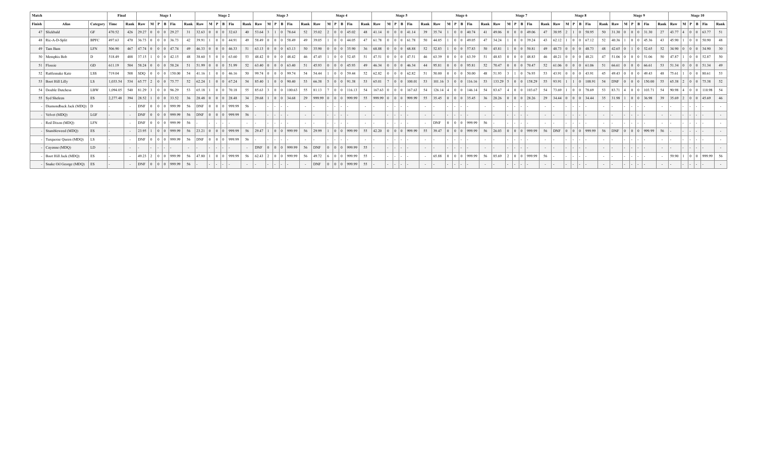| Match | | | Final | | Stage 1 | | | | | | Stage 2 | | | | | | Stage 3 | | | | | | Stage 4 | | | | | | Stage 5 | | | | | | Stage 6 | | | | | | Stage 7 | | | | | | Stage 8 | | | | | | Stage 9 | | | | | | Stage 10 | | | | | |
|---|---|---|---|---|---|---|---|---|---|---|---|---|---|---|---|---|---|---|---|---|---|---|---|---|---|---|---|---|---|---|---|---|---|---|---|---|---|---|---|---|---|---|---|---|---|---|---|---|---|---|---|---|---|---|---|---|---|---|---|---|---|---|---|---|
| Finish | Alias | Category | Time | Rank | Raw | M | P | B | Fin | Rank | Raw | M | P | B | Fin | Rank | Raw | M | P | B | Fin | Rank | Raw | M | P | B | Fin | Rank | Raw | M | P | B | Fin | Rank | Raw | M | P | B | Fin | Rank | Raw | M | P | B | Fin | Rank | Raw | M | P | B | Fin | Rank | Raw | M | P | B | Fin | Rank | Raw | M | P | B | Fin | Rank |
| 47 | Slickbald | GF | 470.52 | 426 | 29.27 | 0 | 0 | 0 | 29.27 | 31 | 32.63 | 0 | 0 | 0 | 32.63 | 40 | 53.64 | 3 | 1 | 0 | 78.64 | 52 | 35.02 | 2 | 0 | 0 | 45.02 | 48 | 41.14 | 0 | 0 | 0 | 41.14 | 39 | 35.74 | 1 | 0 | 0 | 40.74 | 41 | 49.06 | 0 | 0 | 0 | 49.06 | 47 | 38.95 | 2 | 1 | 0 | 58.95 | 50 | 31.30 | 0 | 0 | 0 | 31.30 | 27 | 43.77 | 4 | 0 | 0 | 63.77 | 51 |
| 48 | Ric-A-D-Split | BPFC | 497.63 | 470 | 36.73 | 0 | 0 | 0 | 36.73 | 42 | 39.91 | 1 | 0 | 0 | 44.91 | 49 | 58.49 | 0 | 0 | 0 | 58.49 | 49 | 39.05 | 1 | 0 | 0 | 44.05 | 47 | 61.78 | 0 | 0 | 0 | 61.78 | 50 | 44.05 | 1 | 0 | 0 | 49.05 | 47 | 34.24 | 1 | 0 | 0 | 39.24 | 43 | 62.12 | 1 | 0 | 0 | 67.12 | 52 | 40.36 | 1 | 0 | 0 | 45.36 | 43 | 45.90 | 1 | 0 | 0 | 50.90 | 48 |
| 49 | Tam Bam | LFN | 506.90 | 467 | 47.74 | 0 | 0 | 0 | 47.74 | 49 | 46.33 | 0 | 0 | 0 | 46.33 | 51 | 63.13 | 0 | 0 | 0 | 63.13 | 50 | 35.90 | 0 | 0 | 0 | 35.90 | 36 | 68.88 | 0 | 0 | 0 | 68.88 | 52 | 52.83 | 1 | 0 | 0 | 57.83 | 50 | 45.81 | 1 | 0 | 0 | 50.81 | 49 | 48.73 | 0 | 0 | 0 | 48.73 | 48 | 42.65 | 0 | 0 | 1 | 52.65 | 52 | 34.90 | 0 | 0 | 0 | 34.90 | 30 |
| 50 | Memphis Bob | D | 518.49 | 488 | 37.15 | 1 | 0 | 0 | 42.15 | 48 | 38.60 | 5 | 0 | 0 | 63.60 | 53 | 48.42 | 0 | 0 | 0 | 48.42 | 46 | 47.45 | 1 | 0 | 0 | 52.45 | 51 | 47.51 | 0 | 0 | 0 | 47.51 | 46 | 63.39 | 0 | 0 | 0 | 63.39 | 51 | 48.83 | 0 | 0 | 0 | 48.83 | 46 | 48.21 | 0 | 0 | 0 | 48.21 | 47 | 51.06 | 0 | 0 | 0 | 51.06 | 50 | 47.87 | 1 | 0 | 0 | 52.87 | 50 |
| 51 | Flossie | GD | 611.19 | 504 | 58.24 | 0 | 0 | 0 | 58.24 | 51 | 51.99 | 0 | 0 | 0 | 51.99 | 52 | 63.40 | 0 | 0 | 0 | 63.40 | 51 | 45.93 | 0 | 0 | 0 | 45.93 | 49 | 46.34 | 0 | 0 | 0 | 46.34 | 44 | 95.81 | 0 | 0 | 0 | 95.81 | 52 | 70.47 | 0 | 0 | 0 | 70.47 | 52 | 61.06 | 0 | 0 | 0 | 61.06 | 51 | 66.61 | 0 | 0 | 0 | 66.61 | 53 | 51.34 | 0 | 0 | 0 | 51.34 | 49 |
| 52 | Rattlesnake Kate | LSS | 719.04 | 508 | SDQ | 0 | 0 | 0 | 150.00 | 54 | 41.16 | 1 | 0 | 0 | 46.16 | 50 | 99.74 | 0 | 0 | 0 | 99.74 | 54 | 54.44 | 1 | 0 | 0 | 59.44 | 52 | 62.82 | 0 | 0 | 0 | 62.82 | 51 | 50.00 | 0 | 0 | 0 | 50.00 | 48 | 51.93 | 3 | 1 | 0 | 76.93 | 53 | 43.91 | 0 | 0 | 0 | 43.91 | 45 | 49.43 | 0 | 0 | 0 | 49.43 | 48 | 75.61 | 1 | 0 | 0 | 80.61 | 53 |
| 53 | Boot Hill Lilly | LS | 1,033.54 | 534 | 65.77 | 2 | 0 | 0 | 75.77 | 52 | 62.24 | 1 | 0 | 0 | 67.24 | 54 | 85.40 | 1 | 0 | 0 | 90.40 | 53 | 66.38 | 5 | 0 | 0 | 91.38 | 53 | 65.01 | 7 | 0 | 0 | 100.01 | 53 | 101.16 | 3 | 0 | 0 | 116.16 | 53 | 133.29 | 5 | 0 | 0 | 158.29 | 55 | 93.91 | 1 | 1 | 0 | 108.91 | 54 | DNF | 0 | 0 | 0 | 150.00 | 55 | 65.38 | 2 | 0 | 0 | 75.38 | 52 |
| 54 | Double Dutchess | LBW | 1,094.05 | 540 | 81.29 | 3 | 0 | 0 | 96.29 | 53 | 65.18 | 1 | 0 | 0 | 70.18 | 55 | 85.63 | 3 | 0 | 0 | 100.63 | 55 | 81.13 | 7 | 0 | 0 | 116.13 | 54 | 167.63 | 0 | 0 | 0 | 167.63 | 54 | 126.14 | 4 | 0 | 0 | 146.14 | 54 | 83.67 | 4 | 0 | 0 | 103.67 | 54 | 73.69 | 1 | 0 | 0 | 78.69 | 53 | 83.71 | 4 | 0 | 0 | 103.71 | 54 | 90.98 | 4 | 0 | 0 | 110.98 | 54 |
| 55 | Syd Sheleen | ES | 2,277.48 | 394 | 28.52 | 1 | 0 | 0 | 33.52 | 36 | 28.48 | 0 | 0 | 0 | 28.48 | 34 | 29.68 | 1 | 0 | 0 | 34.68 | 29 | 999.99 | 0 | 0 | 0 | 999.99 | 55 | 999.99 | 0 | 0 | 0 | 999.99 | 55 | 35.45 | 0 | 0 | 0 | 35.45 | 36 | 28.26 | 0 | 0 | 0 | 28.26 | 29 | 34.44 | 0 | 0 | 0 | 34.44 | 35 | 31.98 | 1 | 0 | 0 | 36.98 | 39 | 35.69 | 2 | 0 | 0 | 45.69 | 46 |
| - | Diamondback Jack (MDQ) | D | - | - | DNF | 0 | 0 | 0 | 999.99 | 56 | DNF | 0 | 0 | 0 | 999.99 | 56 | - | - | - | - | - | - | - | - | - | - | - | - | - | - | - | - | - | - | - | - | - | - | - | - | - | - | - | - | - | - | - | - | - | - | - | - | - | - | - | - | - | - | - | - | - | - | - | - | - |
| - | Velvet (MDQ) | LGF | - | - | DNF | 0 | 0 | 0 | 999.99 | 56 | DNF | 0 | 0 | 0 | 999.99 | 56 | - | - | - | - | - | - | - | - | - | - | - | - | - | - | - | - | - | - | - | - | - | - | - | - | - | - | - | - | - | - | - | - | - | - | - | - | - | - | - | - | - | - | - | - | - | - | - | - | - |
| - | Red Dixon (MDQ) | LFN | - | - | DNF | 0 | 0 | 0 | 999.99 | 56 | - | - | - | - | - | - | - | - | - | - | - | - | - | - | - | - | - | - | - | - | - | - | - | - | DNF | 0 | 0 | 0 | 999.99 | 56 | - | - | - | - | - | - | - | - | - | - | - | - | - | - | - | - | - | - | - | - | - | - | - |
| - | Stumbleweed (MDQ) | ES | - | - | 23.95 | 1 | 0 | 0 | 999.99 | 56 | 23.21 | 0 | 0 | 0 | 999.99 | 56 | 29.47 | 1 | 0 | 0 | 999.99 | 56 | 29.99 | 1 | 0 | 0 | 999.99 | 55 | 42.20 | 0 | 0 | 0 | 999.99 | 55 | 39.47 | 0 | 0 | 0 | 999.99 | 56 | 26.03 | 0 | 0 | 0 | 999.99 | 56 | DNF | 0 | 0 | 0 | 999.99 | 56 | DNF | 0 | 0 | 0 | 999.99 | 56 | - | - | - | - | - | - |
| - | Turquoise Queen (MDQ) | LS | - | - | DNF | 0 | 0 | 0 | 999.99 | 56 | DNF | 0 | 0 | 0 | 999.99 | 56 | - | - | - | - | - | - | - | - | - | - | - | - | - | - | - | - | - | - | - | - | - | - | - | - | - | - | - | - | - | - | - | - | - | - | - | - | - | - | - | - | - | - | - | - | - | - | - | - | - |
| - | Cayenne (MDQ) | LD | - | - | - | - | - | - | - | - | - | - | - | - | - | - | DNF | 0 | 0 | 0 | 999.99 | 56 | DNF | 0 | 0 | 0 | 999.99 | 55 | - | - | - | - | - | - | - | - | - | - | - | - | - | - | - | - | - | - | - | - | - | - | - | - | - | - | - | - | - | - | - | - | - | - | - |
| - | Boot Hill Jack (MDQ) | ES | - | - | 49.23 | 2 | 0 | 0 | 999.99 | 56 | 47.80 | 1 | 0 | 0 | 999.99 | 56 | 62.43 | 2 | 0 | 0 | 999.99 | 56 | 49.72 | 6 | 0 | 0 | 999.99 | 55 | - | - | - | - | - | - | 65.88 | 0 | 0 | 0 | 999.99 | 56 | 85.69 | 2 | 0 | 0 | 999.99 | 56 | - | - | - | - | - | - | - | - | - | - | - | - | 59.90 | 1 | 0 | 0 | 999.99 | 56 |
| - | Snake Oil George (MDQ) | ES | - | - | DNF | 0 | 0 | 0 | 999.99 | 56 | - | - | - | - | - | - | - | - | - | - | - | - | DNF | 0 | 0 | 0 | 999.99 | 55 | - | - | - | - | - | - | - | - | - | - | - | - | - | - | - | - | - | - | - | - | - | - | - | - | - | - | - | - | - | - | - | - | - | - | - |